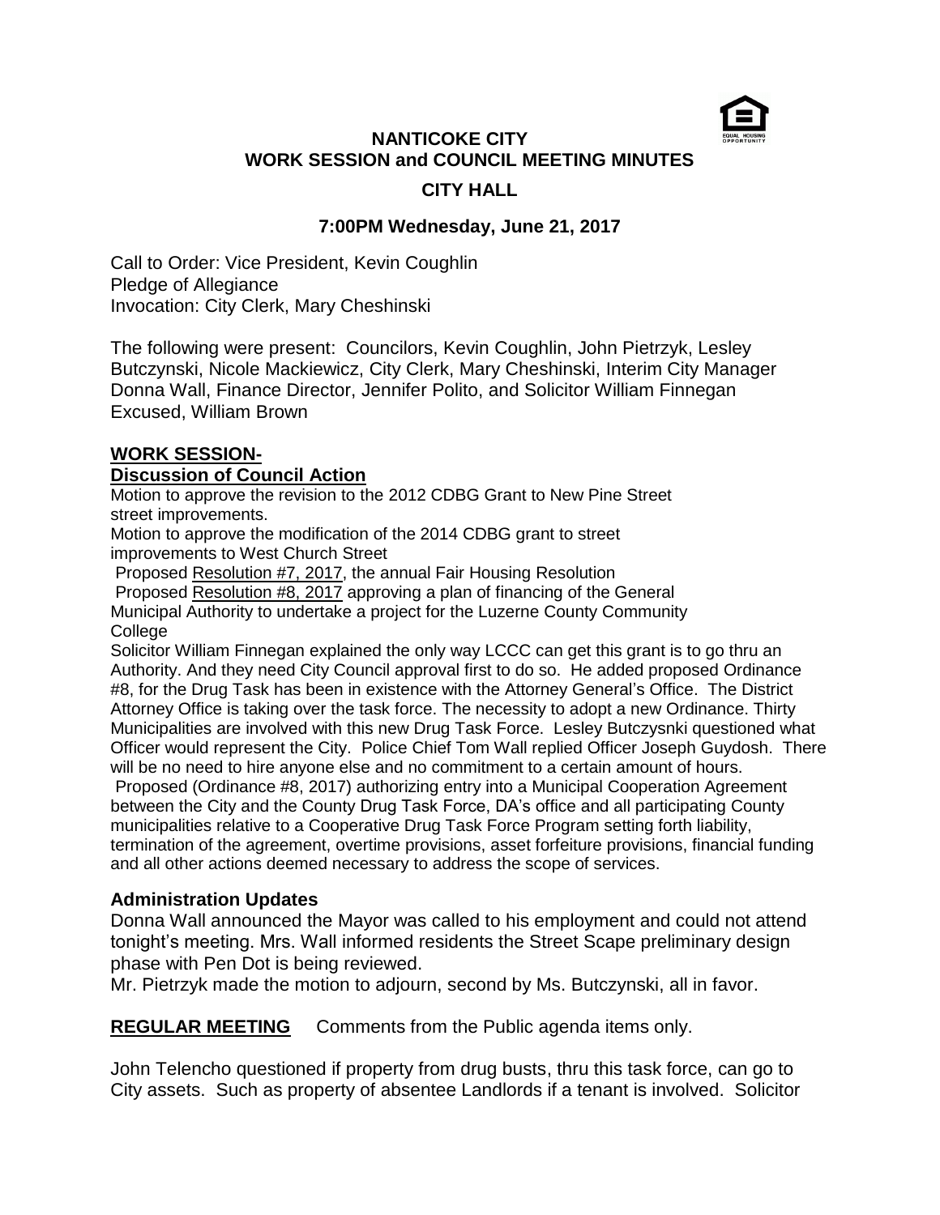# NANTICOKE CITY
## WORK SESSION and COUNCIL MEETING MINUTES
### CITY HALL

### 7:00PM Wednesday, June 21, 2017

Call to Order: Vice President, Kevin Coughlin
Pledge of Allegiance
Invocation: City Clerk, Mary Cheshinski

The following were present: Councilors, Kevin Coughlin, John Pietrzyk, Lesley Butczynski, Nicole Mackiewicz, City Clerk, Mary Cheshinski, Interim City Manager Donna Wall, Finance Director, Jennifer Polito, and Solicitor William Finnegan
Excused, William Brown

## WORK SESSION-

### Discussion of Council Action

Motion to approve the revision to the 2012 CDBG Grant to New Pine Street street improvements.

Motion to approve the modification of the 2014 CDBG grant to street improvements to West Church Street

Proposed Resolution #7, 2017, the annual Fair Housing Resolution

Proposed Resolution #8, 2017 approving a plan of financing of the General Municipal Authority to undertake a project for the Luzerne County Community College

Solicitor William Finnegan explained the only way LCCC can get this grant is to go thru an Authority. And they need City Council approval first to do so. He added proposed Ordinance #8, for the Drug Task has been in existence with the Attorney General's Office. The District Attorney Office is taking over the task force. The necessity to adopt a new Ordinance. Thirty Municipalities are involved with this new Drug Task Force. Lesley Butczysnki questioned what Officer would represent the City. Police Chief Tom Wall replied Officer Joseph Guydosh. There will be no need to hire anyone else and no commitment to a certain amount of hours.

Proposed (Ordinance #8, 2017) authorizing entry into a Municipal Cooperation Agreement between the City and the County Drug Task Force, DA's office and all participating County municipalities relative to a Cooperative Drug Task Force Program setting forth liability, termination of the agreement, overtime provisions, asset forfeiture provisions, financial funding and all other actions deemed necessary to address the scope of services.

### Administration Updates

Donna Wall announced the Mayor was called to his employment and could not attend tonight's meeting. Mrs. Wall informed residents the Street Scape preliminary design phase with Pen Dot is being reviewed.

Mr. Pietrzyk made the motion to adjourn, second by Ms. Butczynski, all in favor.

**REGULAR MEETING** Comments from the Public agenda items only.

John Telencho questioned if property from drug busts, thru this task force, can go to City assets. Such as property of absentee Landlords if a tenant is involved. Solicitor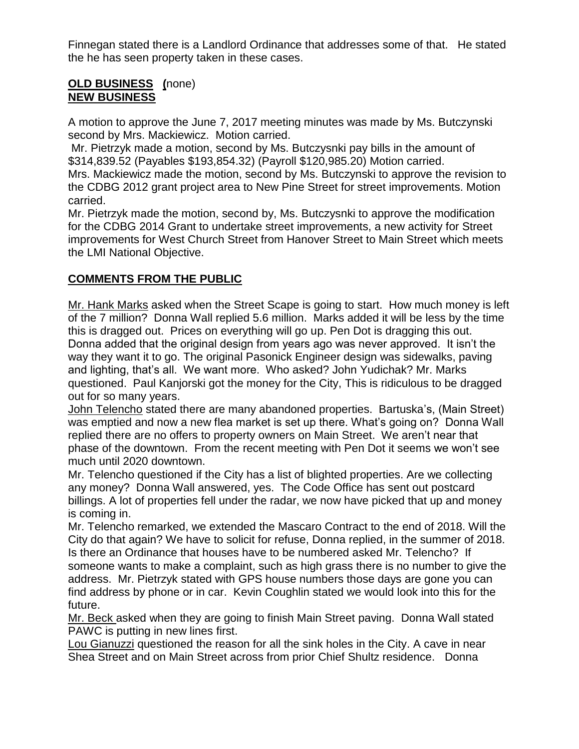Finnegan stated there is a Landlord Ordinance that addresses some of that. He stated the he has seen property taken in these cases.

**<u>OLD BUSINESS</u> (**none)

**<u>NEW BUSINESS</u>**

A motion to approve the June 7, 2017 meeting minutes was made by Ms. Butczynski second by Mrs. Mackiewicz. Motion carried.

Mr. Pietrzyk made a motion, second by Ms. Butczysnki pay bills in the amount of \$314,839.52 (Payables \$193,854.32) (Payroll \$120,985.20) Motion carried.

Mrs. Mackiewicz made the motion, second by Ms. Butczynski to approve the revision to the CDBG 2012 grant project area to New Pine Street for street improvements. Motion carried.

Mr. Pietrzyk made the motion, second by, Ms. Butczysnki to approve the modification for the CDBG 2014 Grant to undertake street improvements, a new activity for Street improvements for West Church Street from Hanover Street to Main Street which meets the LMI National Objective.

**<u>COMMENTS FROM THE PUBLIC</u>**

<u>Mr. Hank Marks</u> asked when the Street Scape is going to start. How much money is left of the 7 million? Donna Wall replied 5.6 million. Marks added it will be less by the time this is dragged out. Prices on everything will go up. Pen Dot is dragging this out. Donna added that the original design from years ago was never approved. It isn't the way they want it to go. The original Pasonick Engineer design was sidewalks, paving and lighting, that's all. We want more. Who asked? John Yudichak? Mr. Marks questioned. Paul Kanjorski got the money for the City, This is ridiculous to be dragged out for so many years.

<u>John Telencho</u> stated there are many abandoned properties. Bartuska's, (Main Street) was emptied and now a new flea market is set up there. What's going on? Donna Wall replied there are no offers to property owners on Main Street. We aren't near that phase of the downtown. From the recent meeting with Pen Dot it seems we won't see much until 2020 downtown.

Mr. Telencho questioned if the City has a list of blighted properties. Are we collecting any money? Donna Wall answered, yes. The Code Office has sent out postcard billings. A lot of properties fell under the radar, we now have picked that up and money is coming in.

Mr. Telencho remarked, we extended the Mascaro Contract to the end of 2018. Will the City do that again? We have to solicit for refuse, Donna replied, in the summer of 2018. Is there an Ordinance that houses have to be numbered asked Mr. Telencho? If someone wants to make a complaint, such as high grass there is no number to give the address. Mr. Pietrzyk stated with GPS house numbers those days are gone you can find address by phone or in car. Kevin Coughlin stated we would look into this for the future.

<u>Mr. Beck</u> asked when they are going to finish Main Street paving. Donna Wall stated PAWC is putting in new lines first.

<u>Lou Gianuzzi</u> questioned the reason for all the sink holes in the City. A cave in near Shea Street and on Main Street across from prior Chief Shultz residence. Donna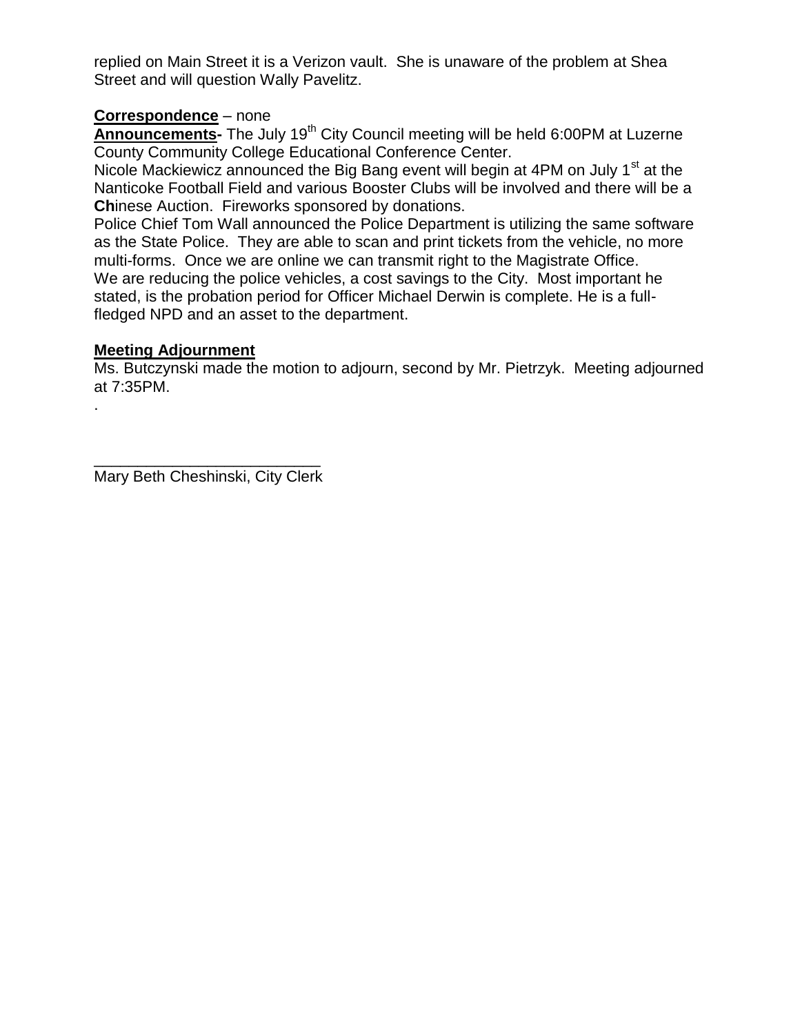replied on Main Street it is a Verizon vault. She is unaware of the problem at Shea Street and will question Wally Pavelitz.

**Correspondence** – none

**Announcements-** The July 19th City Council meeting will be held 6:00PM at Luzerne County Community College Educational Conference Center.

Nicole Mackiewicz announced the Big Bang event will begin at 4PM on July 1st at the Nanticoke Football Field and various Booster Clubs will be involved and there will be a **Ch**inese Auction. Fireworks sponsored by donations.

Police Chief Tom Wall announced the Police Department is utilizing the same software as the State Police. They are able to scan and print tickets from the vehicle, no more multi-forms. Once we are online we can transmit right to the Magistrate Office.

We are reducing the police vehicles, a cost savings to the City. Most important he stated, is the probation period for Officer Michael Derwin is complete. He is a full-fledged NPD and an asset to the department.

**Meeting Adjournment**

Ms. Butczynski made the motion to adjourn, second by Mr. Pietrzyk. Meeting adjourned at 7:35PM.

.

___________________________

Mary Beth Cheshinski, City Clerk